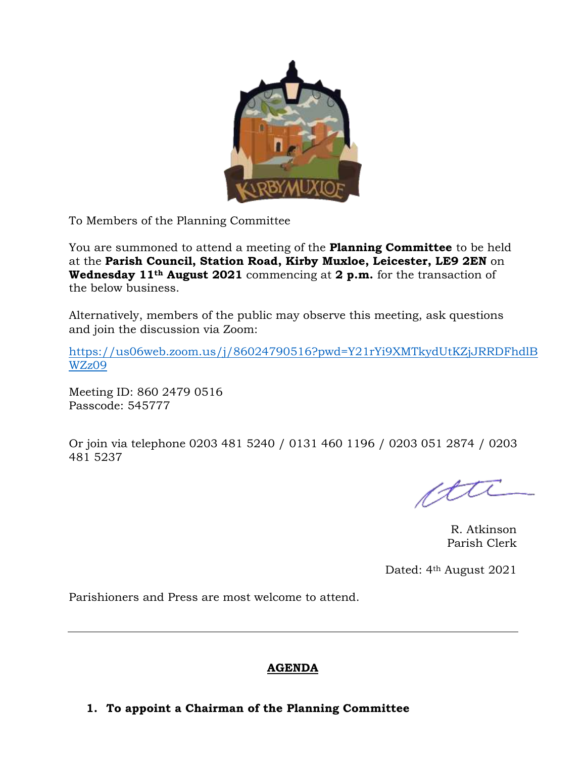To Members of the Planning Committee

You are summoned to attend a meeting of the **Planning Committee** to be held at the **Parish Council, Station Road, Kirby Muxloe, Leicester, LE9 2EN** on **Wednesday 11th August 2021** commencing at **2 p.m.** for the transaction of the below business.

Alternatively, members of the public may observe this meeting, ask questions and join the discussion via Zoom:

https://us06web.zoom.us/j/86024790516?pwd=Y21rYi9XMTkydUtKZjJRRDFhdlBWZz09

Meeting ID: 860 2479 0516
Passcode: 545777

Or join via telephone 0203 481 5240 / 0131 460 1196 / 0203 051 2874 / 0203 481 5237

R. Atkinson
Parish Clerk

Dated: 4th August 2021

Parishioners and Press are most welcome to attend.

---

## AGENDA

1. **To appoint a Chairman of the Planning Committee**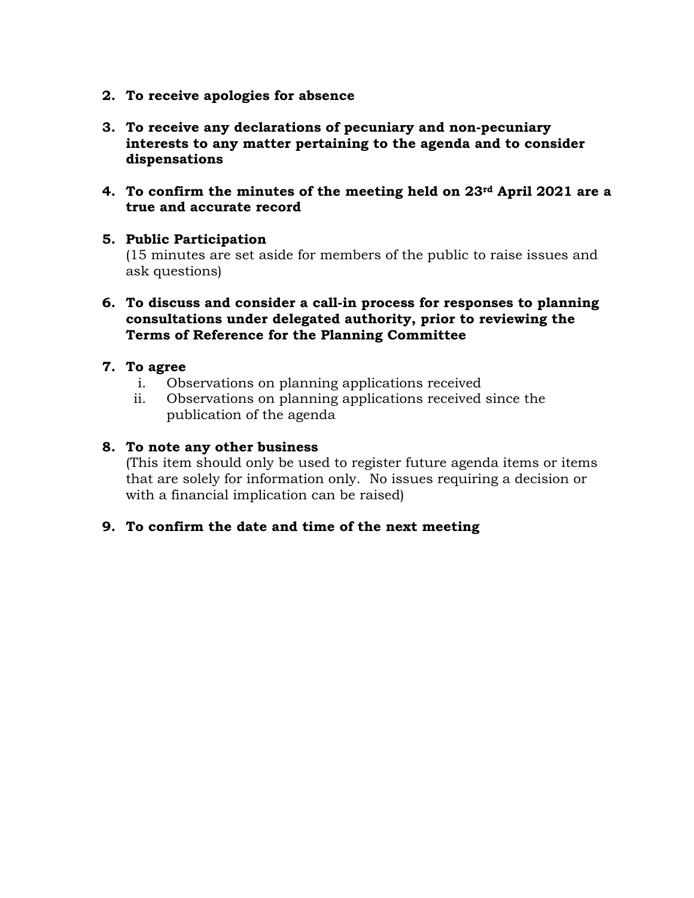2. **To receive apologies for absence**

3. **To receive any declarations of pecuniary and non-pecuniary interests to any matter pertaining to the agenda and to consider dispensations**

4. **To confirm the minutes of the meeting held on 23rd April 2021 are a true and accurate record**

5. **Public Participation**
   (15 minutes are set aside for members of the public to raise issues and ask questions)

6. **To discuss and consider a call-in process for responses to planning consultations under delegated authority, prior to reviewing the Terms of Reference for the Planning Committee**

7. **To agree**
   1. Observations on planning applications received
   2. Observations on planning applications received since the publication of the agenda

8. **To note any other business**
   (This item should only be used to register future agenda items or items that are solely for information only. No issues requiring a decision or with a financial implication can be raised)

9. **To confirm the date and time of the next meeting**